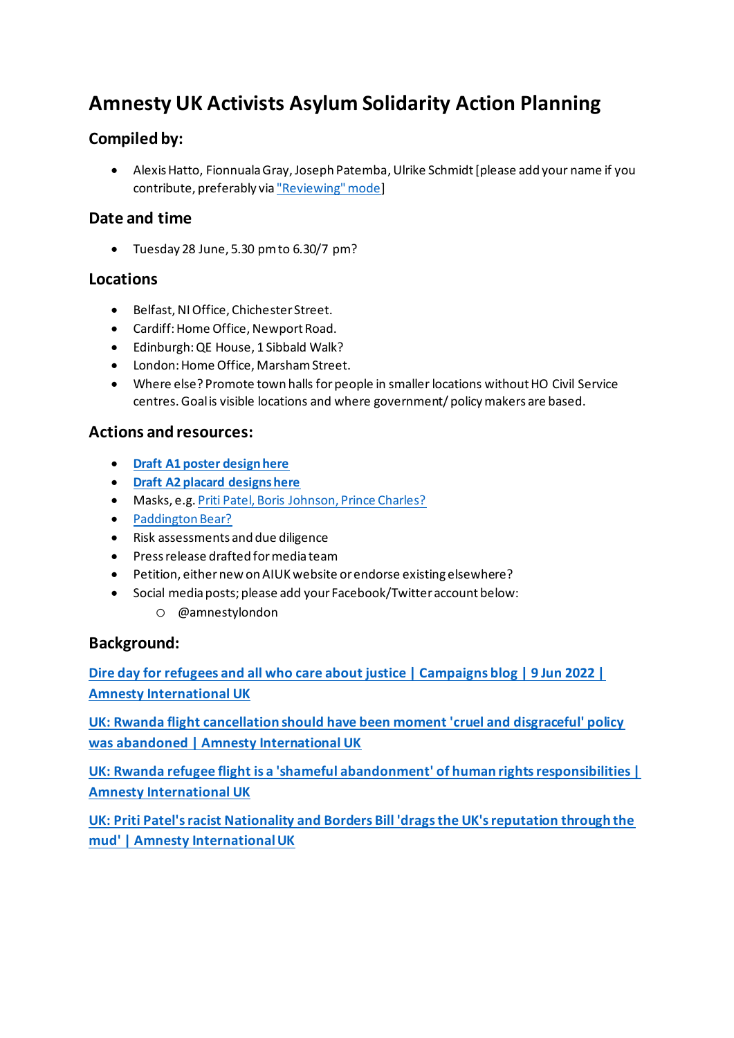# Amnesty UK Activists Asylum Solidarity Action Planning

## Compiled by:

- Alexis Hatto, Fionnuala Gray, Joseph Patemba, Ulrike Schmidt [please add your name if you contribute, preferably via "Reviewing" mode]

## Date and time

- Tuesday 28 June, 5.30 pm to 6.30/7 pm?

## Locations

- Belfast, NI Office, Chichester Street.
- Cardiff: Home Office, Newport Road.
- Edinburgh: QE House, 1 Sibbald Walk?
- London: Home Office, Marsham Street.
- Where else? Promote town halls for people in smaller locations without HO Civil Service centres. Goal is visible locations and where government/ policy makers are based.

## Actions and resources:

- **Draft A1 poster design here**
- **Draft A2 placard designs here**
- Masks, e.g. Priti Patel, Boris Johnson, Prince Charles?
- Paddington Bear?
- Risk assessments and due diligence
- Press release drafted for media team
- Petition, either new on AIUK website or endorse existing elsewhere?
- Social media posts; please add your Facebook/Twitter account below:
  - @amnestylondon

## Background:

**Dire day for refugees and all who care about justice | Campaigns blog | 9 Jun 2022 | Amnesty International UK**

**UK: Rwanda flight cancellation should have been moment 'cruel and disgraceful' policy was abandoned | Amnesty International UK**

**UK: Rwanda refugee flight is a 'shameful abandonment' of human rights responsibilities | Amnesty International UK**

**UK: Priti Patel's racist Nationality and Borders Bill 'drags the UK's reputation through the mud' | Amnesty International UK**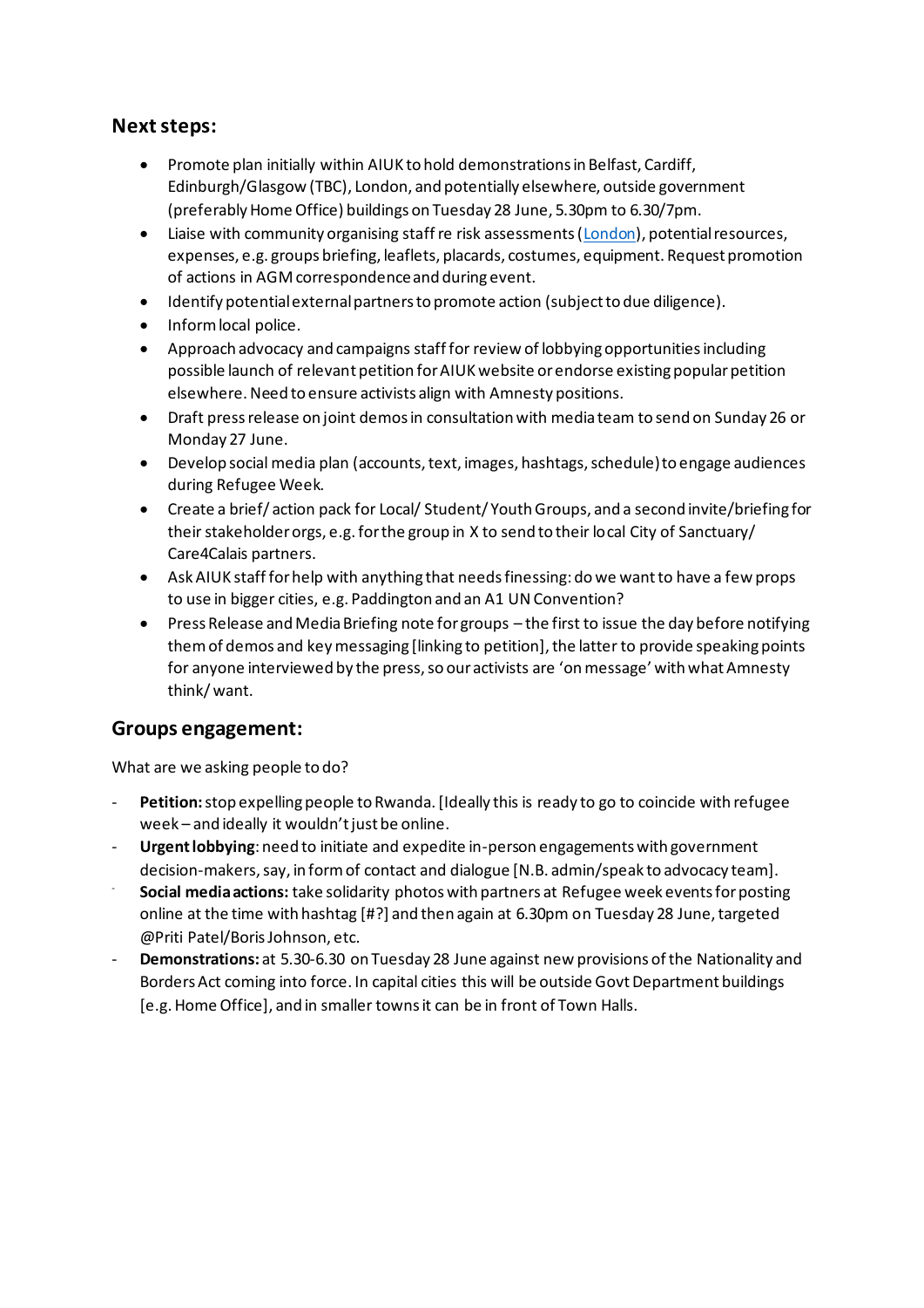## Next steps:

- Promote plan initially within AIUK to hold demonstrations in Belfast, Cardiff, Edinburgh/Glasgow (TBC), London, and potentially elsewhere, outside government (preferably Home Office) buildings on Tuesday 28 June, 5.30pm to 6.30/7pm.
- Liaise with community organising staff re risk assessments ([London](London)), potential resources, expenses, e.g. groups briefing, leaflets, placards, costumes, equipment. Request promotion of actions in AGM correspondence and during event.
- Identify potential external partners to promote action (subject to due diligence).
- Inform local police.
- Approach advocacy and campaigns staff for review of lobbying opportunities including possible launch of relevant petition for AIUK website or endorse existing popular petition elsewhere. Need to ensure activists align with Amnesty positions.
- Draft press release on joint demos in consultation with media team to send on Sunday 26 or Monday 27 June.
- Develop social media plan (accounts, text, images, hashtags, schedule) to engage audiences during Refugee Week.
- Create a brief/ action pack for Local/ Student/ Youth Groups, and a second invite/briefing for their stakeholder orgs, e.g. for the group in X to send to their local City of Sanctuary/ Care4Calais partners.
- Ask AIUK staff for help with anything that needs finessing: do we want to have a few props to use in bigger cities, e.g. Paddington and an A1 UN Convention?
- Press Release and Media Briefing note for groups – the first to issue the day before notifying them of demos and key messaging [linking to petition], the latter to provide speaking points for anyone interviewed by the press, so our activists are 'on message' with what Amnesty think/ want.

## Groups engagement:

What are we asking people to do?

- **Petition:** stop expelling people to Rwanda. [Ideally this is ready to go to coincide with refugee week – and ideally it wouldn't just be online.
- **Urgent lobbying**: need to initiate and expedite in-person engagements with government decision-makers, say, in form of contact and dialogue [N.B. admin/speak to advocacy team].
- **Social media actions:** take solidarity photos with partners at Refugee week events for posting online at the time with hashtag [#?] and then again at 6.30pm on Tuesday 28 June, targeted @Priti Patel/Boris Johnson, etc.
- **Demonstrations:** at 5.30-6.30 on Tuesday 28 June against new provisions of the Nationality and Borders Act coming into force. In capital cities this will be outside Govt Department buildings [e.g. Home Office], and in smaller towns it can be in front of Town Halls.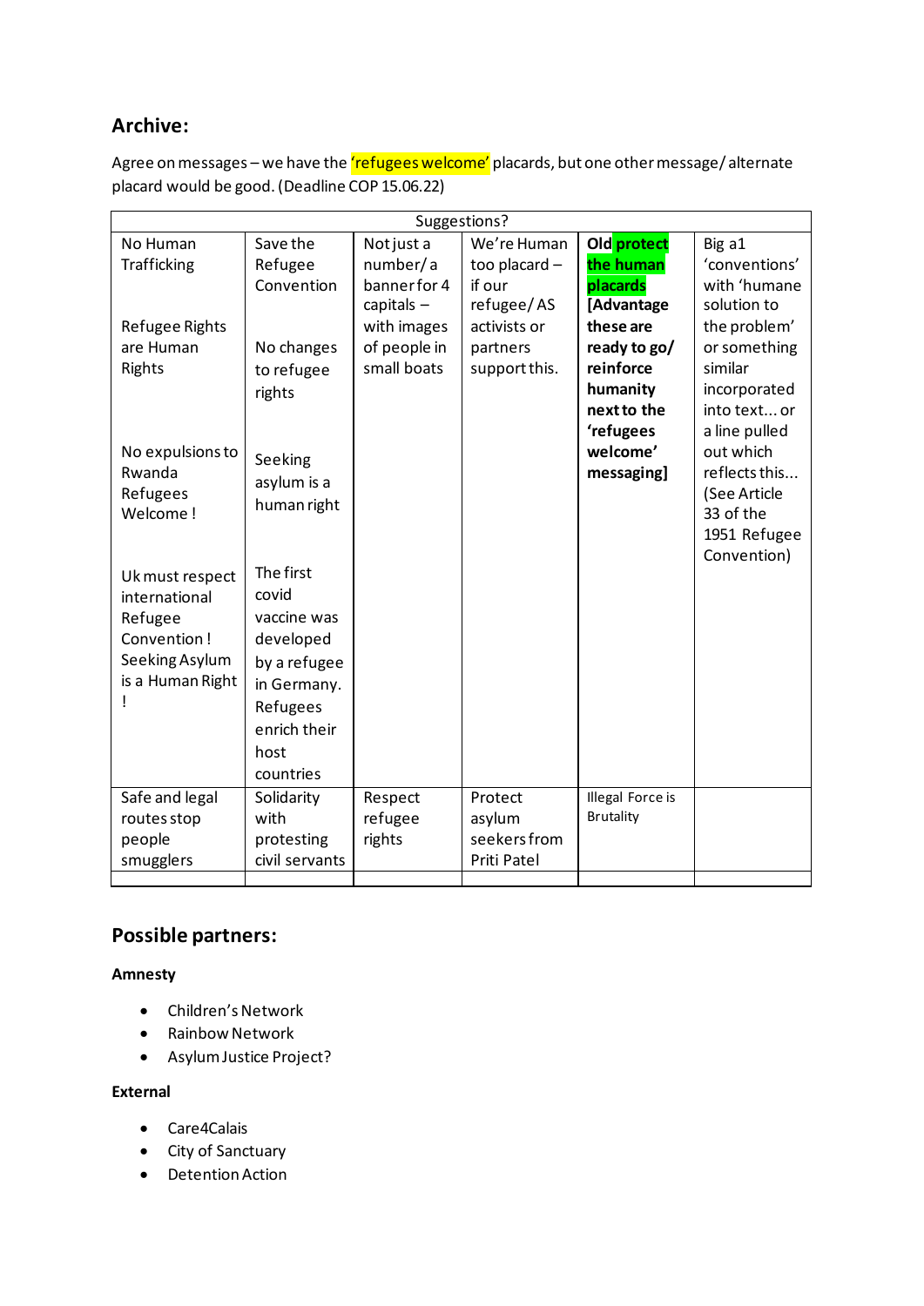## Archive:

Agree on messages – we have the 'refugees welcome' placards, but one other message/ alternate placard would be good. (Deadline COP 15.06.22)

| Suggestions? | | | | | |
|---|---|---|---|---|---|
| No Human Trafficking<br><br>Refugee Rights are Human Rights<br><br>No expulsions to Rwanda Refugees Welcome !<br><br>Uk must respect international Refugee Convention ! Seeking Asylum is a Human Right ! | Save the Refugee Convention<br><br>No changes to refugee rights<br><br>Seeking asylum is a human right<br><br>The first covid vaccine was developed by a refugee in Germany. Refugees enrich their host countries | Not just a number/ a banner for 4 capitals – with images of people in small boats | We're Human too placard – if our refugee/ AS activists or partners support this. | **Old protect the human placards [Advantage these are ready to go/ reinforce humanity next to the 'refugees welcome' messaging]** | Big a1 'conventions' with 'humane solution to the problem' or something similar incorporated into text… or a line pulled out which reflects this… (See Article 33 of the 1951 Refugee Convention) |
| Safe and legal routes stop people smugglers | Solidarity with protesting civil servants | Respect refugee rights | Protect asylum seekers from Priti Patel | Illegal Force is Brutality | |
| | | | | | |

## Possible partners:

**Amnesty**

- Children's Network
- Rainbow Network
- Asylum Justice Project?

**External**

- Care4Calais
- City of Sanctuary
- Detention Action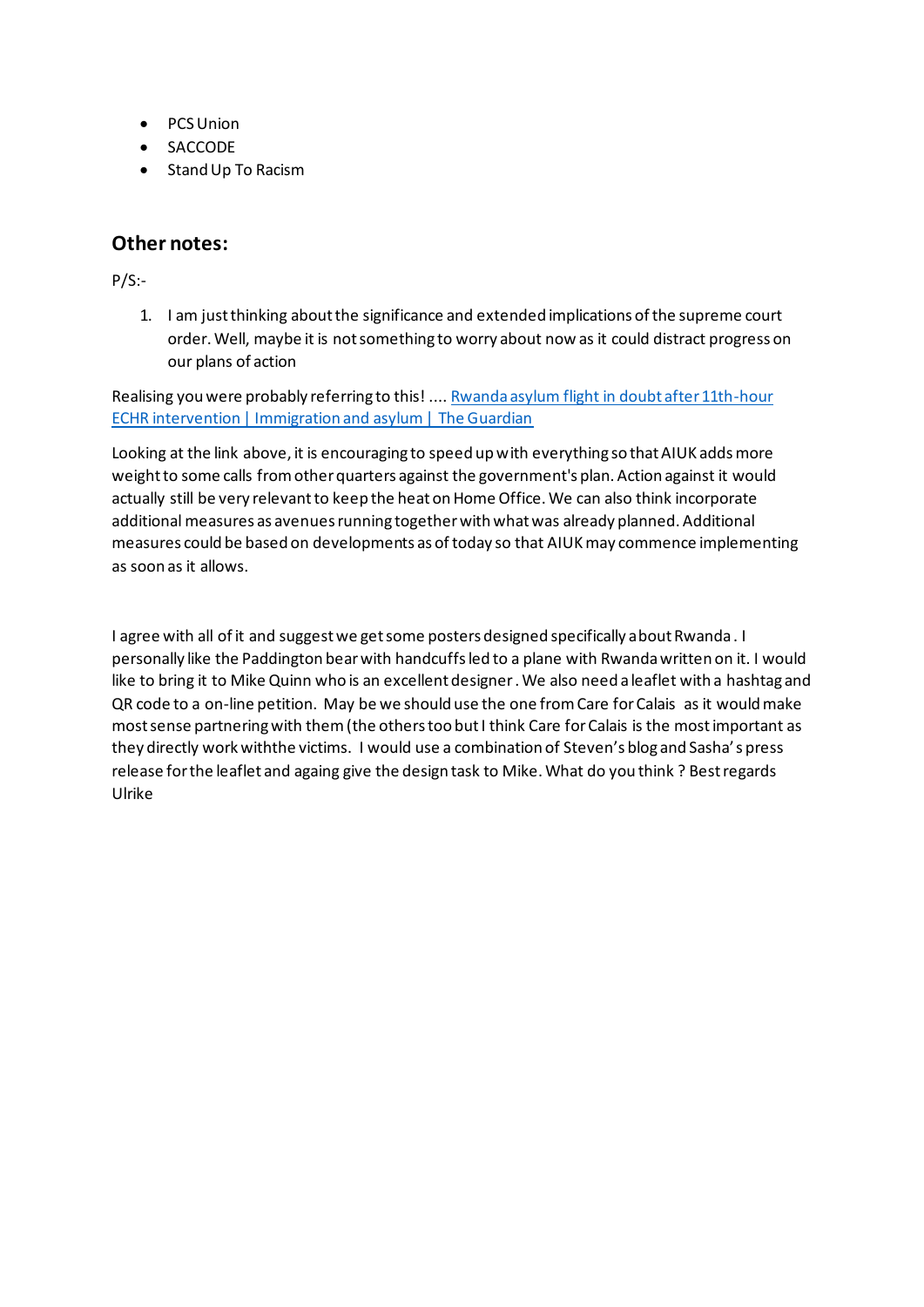- PCS Union
- SACCODE
- Stand Up To Racism

## Other notes:

P/S:-

1. I am just thinking about the significance and extended implications of the supreme court order. Well, maybe it is not something to worry about now as it could distract progress on our plans of action

Realising you were probably referring to this! .... [Rwanda asylum flight in doubt after 11th-hour ECHR intervention | Immigration and asylum | The Guardian]

Looking at the link above, it is encouraging to speed up with everything so that AIUK adds more weight to some calls from other quarters against the government's plan. Action against it would actually still be very relevant to keep the heat on Home Office. We can also think incorporate additional measures as avenues running together with what was already planned. Additional measures could be based on developments as of today so that AIUK may commence implementing as soon as it allows.

I agree with all of it and suggest we get some posters designed specifically about Rwanda . I personally like the Paddington bear with handcuffs led to a plane with Rwanda written on it. I would like to bring it to Mike Quinn who is an excellent designer . We also need a leaflet with a hashtag and QR code to a on-line petition. May be we should use the one from Care for Calais as it would make most sense partnering with them (the others too but I think Care for Calais is the most important as they directly work withthe victims. I would use a combination of Steven's blog and Sasha's press release for the leaflet and againg give the design task to Mike. What do you think ? Best regards Ulrike